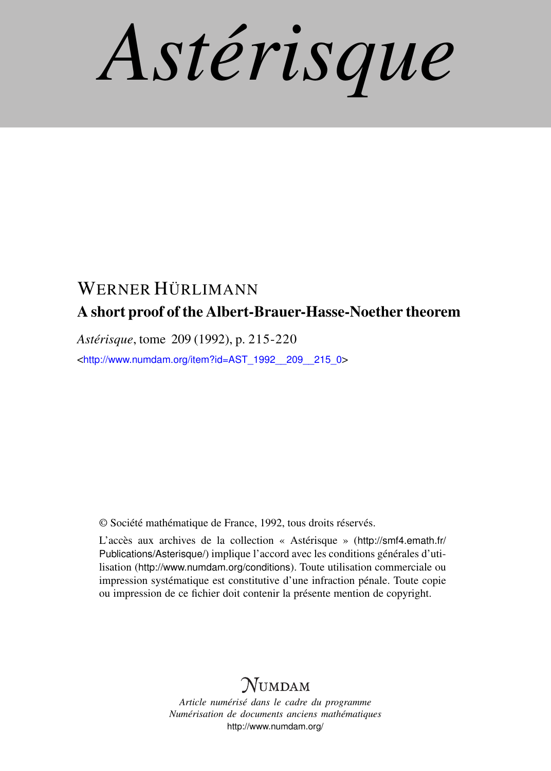# Astérisque

WERNER HÜRLIMANN

## A short proof of the Albert-Brauer-Hasse-Noether theorem

*Astérisque*, tome 209 (1992), p. 215-220

<http://www.numdam.org/item?id=AST_1992__209__215_0>

© Société mathématique de France, 1992, tous droits réservés.

L'accès aux archives de la collection « Astérisque » (http://smf4.emath.fr/Publications/Asterisque/) implique l'accord avec les conditions générales d'utilisation (http://www.numdam.org/conditions). Toute utilisation commerciale ou impression systématique est constitutive d'une infraction pénale. Toute copie ou impression de ce fichier doit contenir la présente mention de copyright.

NUMDAM

*Article numérisé dans le cadre du programme*
*Numérisation de documents anciens mathématiques*
http://www.numdam.org/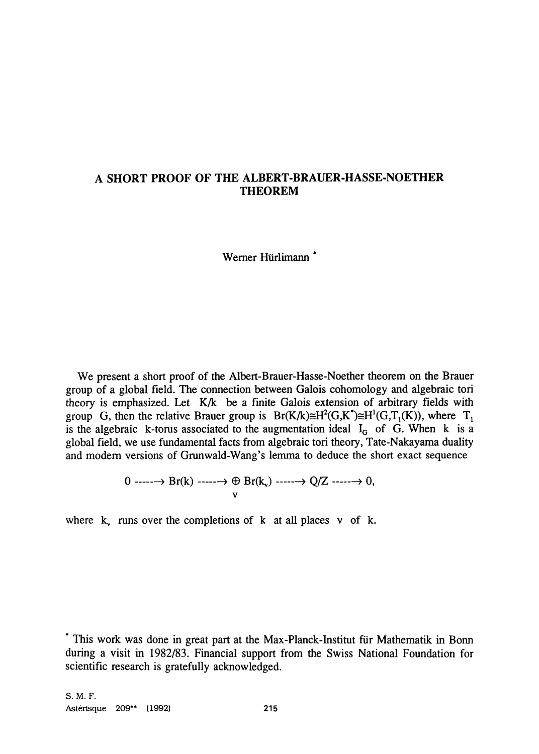# A SHORT PROOF OF THE ALBERT-BRAUER-HASSE-NOETHER THEOREM

Werner Hürlimann [*]

We present a short proof of the Albert-Brauer-Hasse-Noether theorem on the Brauer group of a global field. The connection between Galois cohomology and algebraic tori theory is emphasized. Let $K/k$ be a finite Galois extension of arbitrary fields with group $G$, then the relative Brauer group is $Br(K/k) \cong H^2(G,K^*) \cong H^1(G,T_1(K))$, where $T_1$ is the algebraic k-torus associated to the augmentation ideal $I_G$ of $G$. When $k$ is a global field, we use fundamental facts from algebraic tori theory, Tate-Nakayama duality and modern versions of Grunwald-Wang's lemma to deduce the short exact sequence

$$0 \longrightarrow Br(k) \longrightarrow \bigoplus_v Br(k_v) \longrightarrow Q/Z \longrightarrow 0,$$

where $k_v$ runs over the completions of $k$ at all places $v$ of $k$.

[*] This work was done in great part at the Max-Planck-Institut für Mathematik in Bonn during a visit in 1982/83. Financial support from the Swiss National Foundation for scientific research is gratefully acknowledged.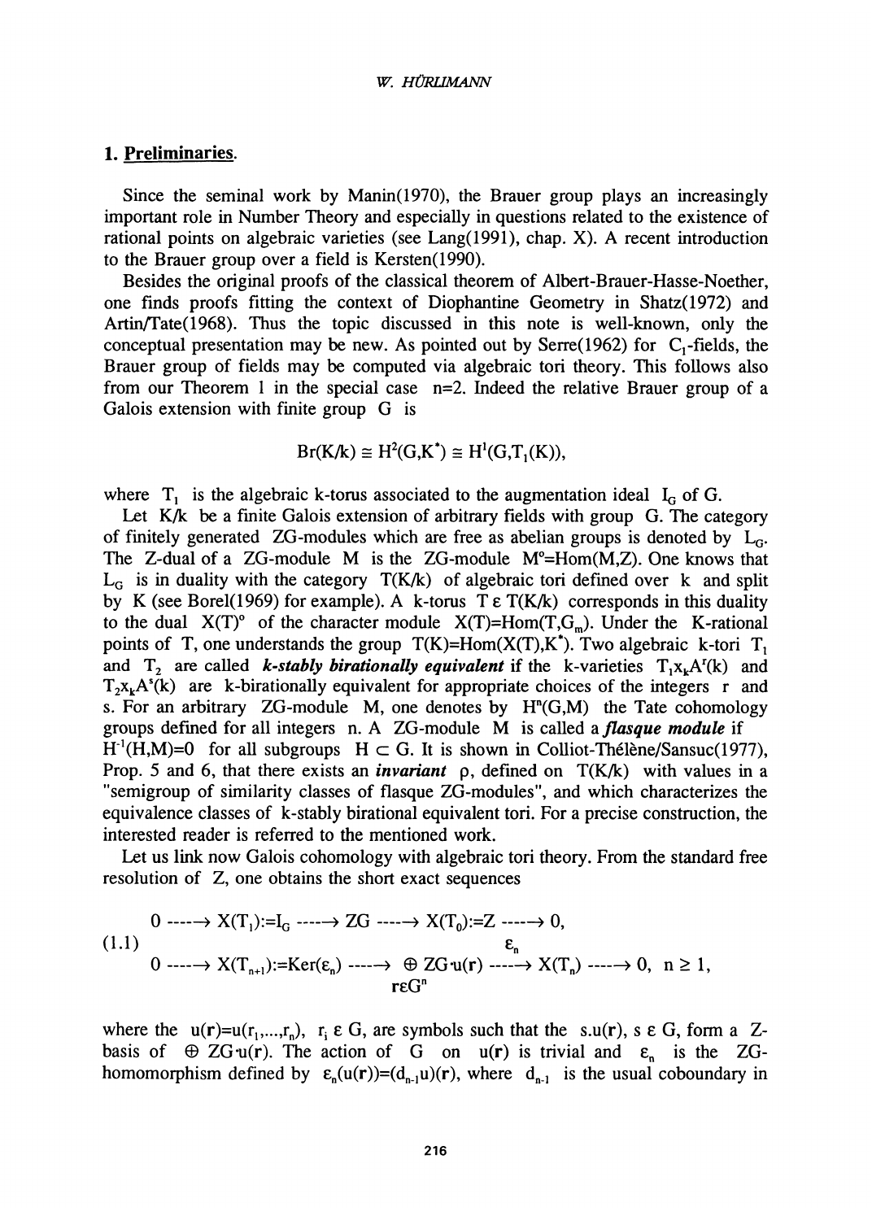## 1. Preliminaries.

Since the seminal work by Manin(1970), the Brauer group plays an increasingly important role in Number Theory and especially in questions related to the existence of rational points on algebraic varieties (see Lang(1991), chap. X). A recent introduction to the Brauer group over a field is Kersten(1990).

Besides the original proofs of the classical theorem of Albert-Brauer-Hasse-Noether, one finds proofs fitting the context of Diophantine Geometry in Shatz(1972) and Artin/Tate(1968). Thus the topic discussed in this note is well-known, only the conceptual presentation may be new. As pointed out by Serre(1962) for $C_1$-fields, the Brauer group of fields may be computed via algebraic tori theory. This follows also from our Theorem 1 in the special case $n=2$. Indeed the relative Brauer group of a Galois extension with finite group $G$ is

$$Br(K/k) \cong H^2(G,K^*) \cong H^1(G,T_1(K)),$$

where $T_1$ is the algebraic k-torus associated to the augmentation ideal $I_G$ of $G$.

Let $K/k$ be a finite Galois extension of arbitrary fields with group $G$. The category of finitely generated $ZG$-modules which are free as abelian groups is denoted by $L_G$. The Z-dual of a $ZG$-module $M$ is the $ZG$-module $M^o=Hom(M,Z)$. One knows that $L_G$ is in duality with the category $T(K/k)$ of algebraic tori defined over $k$ and split by $K$ (see Borel(1969) for example). A k-torus $T \in T(K/k)$ corresponds in this duality to the dual $X(T)^o$ of the character module $X(T)=Hom(T,G_m)$. Under the K-rational points of $T$, one understands the group $T(K)=Hom(X(T),K^*)$. Two algebraic k-tori $T_1$ and $T_2$ are called ***k-stably birationally equivalent*** if the k-varieties $T_1 x_k A^r(k)$ and $T_2 x_k A^s(k)$ are k-birationally equivalent for appropriate choices of the integers $r$ and $s$. For an arbitrary $ZG$-module $M$, one denotes by $H^n(G,M)$ the Tate cohomology groups defined for all integers $n$. A $ZG$-module $M$ is called a ***flasque module*** if $H^{-1}(H,M)=0$ for all subgroups $H \subset G$. It is shown in Colliot-Thélène/Sansuc(1977), Prop. 5 and 6, that there exists an ***invariant*** $\rho$, defined on $T(K/k)$ with values in a "semigroup of similarity classes of flasque $ZG$-modules", and which characterizes the equivalence classes of k-stably birational equivalent tori. For a precise construction, the interested reader is referred to the mentioned work.

Let us link now Galois cohomology with algebraic tori theory. From the standard free resolution of $Z$, one obtains the short exact sequences

$$(1.1) \quad \begin{array}{l} 0 \longrightarrow X(T_1):=I_G \longrightarrow ZG \longrightarrow X(T_0):=Z \longrightarrow 0, \\ 0 \longrightarrow X(T_{n+1}):=Ker(\varepsilon_n) \longrightarrow \bigoplus_{r \in G^n} ZG \cdot u(r) \xrightarrow{\varepsilon_n} X(T_n) \longrightarrow 0, \quad n \geq 1, \end{array}$$

where the $u(r)=u(r_1,...,r_n)$, $r_i \in G$, are symbols such that the $s.u(r)$, $s \in G$, form a Z-basis of $\oplus ZG \cdot u(r)$. The action of $G$ on $u(r)$ is trivial and $\varepsilon_n$ is the $ZG$-homomorphism defined by $\varepsilon_n(u(r))=(d_{n-1}u)(r)$, where $d_{n-1}$ is the usual coboundary in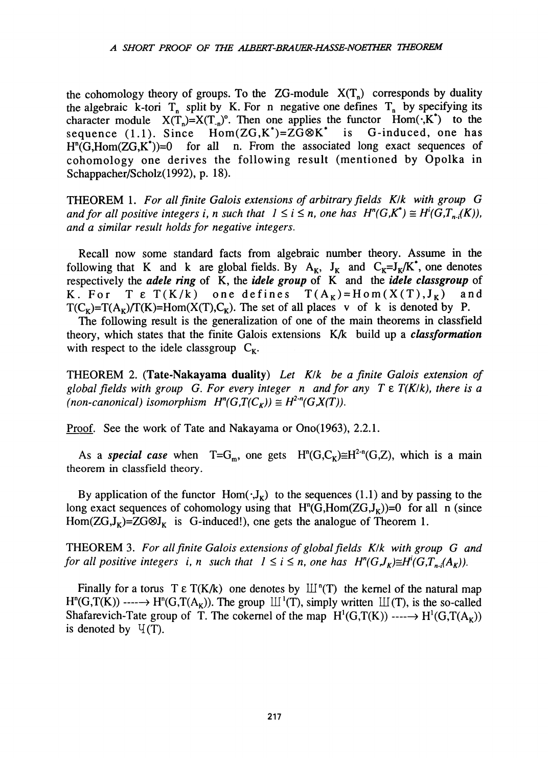the cohomology theory of groups. To the ZG-module $X(T_n)$ corresponds by duality the algebraic k-tori $T_n$ split by K. For n negative one defines $T_n$ by specifying its character module $X(T_n)=X(T_{-n})^o$. Then one applies the functor $\mathrm{Hom}(\cdot,K^*)$ to the sequence (1.1). Since $\mathrm{Hom}(ZG,K^*)=ZG\otimes K^*$ is G-induced, one has $H^n(G,\mathrm{Hom}(ZG,K^*))=0$ for all n. From the associated long exact sequences of cohomology one derives the following result (mentioned by Opolka in Schappacher/Scholz(1992), p. 18).

THEOREM 1. *For all finite Galois extensions of arbitrary fields K/k with group G and for all positive integers i, n such that* $1 \leq i \leq n$, *one has* $H^n(G,K^*) \cong H^i(G,T_{n-i}(K))$, *and a similar result holds for negative integers.*

Recall now some standard facts from algebraic number theory. Assume in the following that K and k are global fields. By $A_K$, $J_K$ and $C_K=J_K/K^*$, one denotes respectively the ***adele ring*** of K, the ***idele group*** of K and the ***idele classgroup*** of K. For $T \in T(K/k)$ one defines $T(A_K)=\mathrm{Hom}(X(T),J_K)$ and $T(C_K)=T(A_K)/T(K)=\mathrm{Hom}(X(T),C_K)$. The set of all places v of k is denoted by P.

The following result is the generalization of one of the main theorems in classfield theory, which states that the finite Galois extensions K/k build up a ***classformation*** with respect to the idele classgroup $C_K$.

THEOREM 2. **(Tate-Nakayama duality)** *Let K/k be a finite Galois extension of global fields with group G. For every integer n and for any* $T \in T(K/k)$, *there is a (non-canonical) isomorphism* $H^n(G,T(C_K)) \cong H^{2-n}(G,X(T))$.

Proof. See the work of Tate and Nakayama or Ono(1963), 2.2.1.

As a ***special case*** when $T=G_m$, one gets $H^n(G,C_K)\cong H^{2-n}(G,Z)$, which is a main theorem in classfield theory.

By application of the functor $\mathrm{Hom}(\cdot,J_K)$ to the sequences (1.1) and by passing to the long exact sequences of cohomology using that $H^n(G,\mathrm{Hom}(ZG,J_K))=0$ for all n (since $\mathrm{Hom}(ZG,J_K)=ZG\otimes J_K$ is G-induced!), one gets the analogue of Theorem 1.

THEOREM 3. *For all finite Galois extensions of global fields K/k with group G and for all positive integers i, n such that* $1 \leq i \leq n$, *one has* $H^n(G,J_K)\cong H^i(G,T_{n-i}(A_K))$.

Finally for a torus $T \in T(K/k)$ one denotes by $Ш^n(T)$ the kernel of the natural map $H^n(G,T(K)) \longrightarrow H^n(G,T(A_K))$. The group $Ш^1(T)$, simply written $Ш(T)$, is the so-called Shafarevich-Tate group of T. The cokernel of the map $H^1(G,T(K)) \longrightarrow H^1(G,T(A_K))$ is denoted by Ч(T).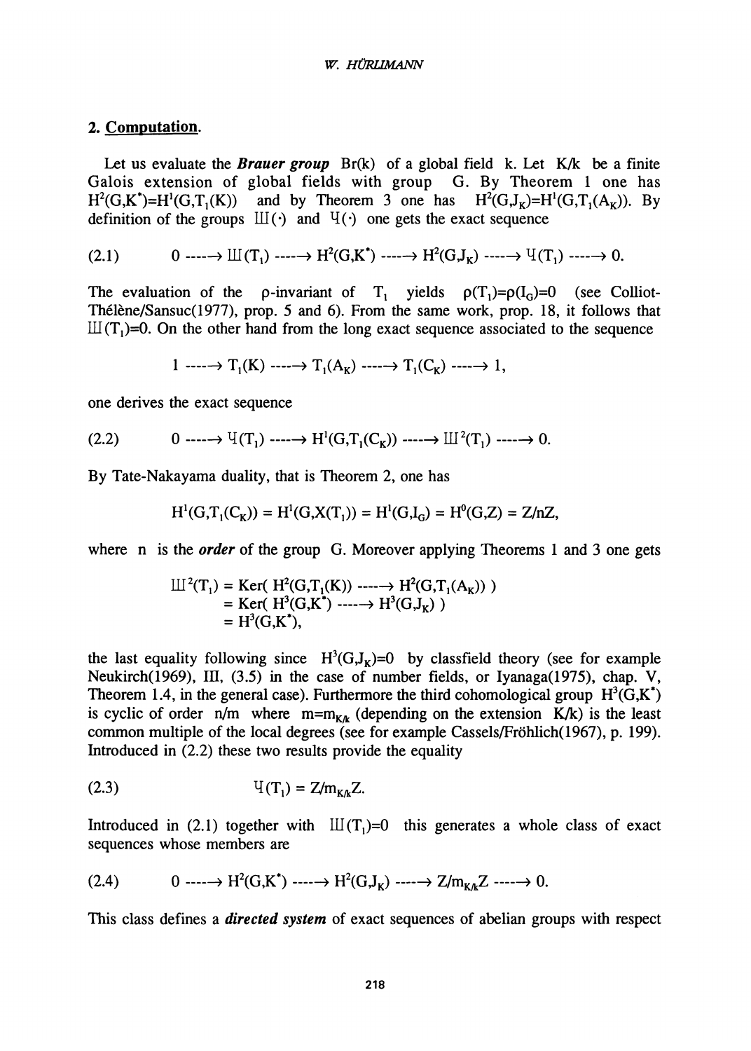## 2. Computation.

Let us evaluate the ***Brauer group*** Br(k) of a global field k. Let K/k be a finite Galois extension of global fields with group G. By Theorem 1 one has $H^2(G,K^*)=H^1(G,T_1(K))$ and by Theorem 3 one has $H^2(G,J_K)=H^1(G,T_1(A_K))$. By definition of the groups $Ш(\cdot)$ and $Ч(\cdot)$ one gets the exact sequence

$$(2.1) \qquad 0 \longrightarrow Ш(T_1) \longrightarrow H^2(G,K^*) \longrightarrow H^2(G,J_K) \longrightarrow Ч(T_1) \longrightarrow 0.$$

The evaluation of the ρ-invariant of $T_1$ yields $\rho(T_1)=\rho(I_G)=0$ (see Colliot-Thélène/Sansuc(1977), prop. 5 and 6). From the same work, prop. 18, it follows that $Ш(T_1)=0$. On the other hand from the long exact sequence associated to the sequence

$$1 \longrightarrow T_1(K) \longrightarrow T_1(A_K) \longrightarrow T_1(C_K) \longrightarrow 1,$$

one derives the exact sequence

$$(2.2) \qquad 0 \longrightarrow Ч(T_1) \longrightarrow H^1(G,T_1(C_K)) \longrightarrow Ш^2(T_1) \longrightarrow 0.$$

By Tate-Nakayama duality, that is Theorem 2, one has

$$H^1(G,T_1(C_K)) = H^1(G,X(T_1)) = H^1(G,I_G) = H^0(G,Z) = Z/nZ,$$

where n is the ***order*** of the group G. Moreover applying Theorems 1 and 3 one gets

$$\begin{aligned} Ш^2(T_1) &= \operatorname{Ker}( H^2(G,T_1(K)) \longrightarrow H^2(G,T_1(A_K)) ) \\ &= \operatorname{Ker}( H^3(G,K^*) \longrightarrow H^3(G,J_K) ) \\ &= H^3(G,K^*), \end{aligned}$$

the last equality following since $H^3(G,J_K)=0$ by classfield theory (see for example Neukirch(1969), III, (3.5) in the case of number fields, or Iyanaga(1975), chap. V, Theorem 1.4, in the general case). Furthermore the third cohomological group $H^3(G,K^*)$ is cyclic of order n/m where $m=m_{K/k}$ (depending on the extension K/k) is the least common multiple of the local degrees (see for example Cassels/Fröhlich(1967), p. 199). Introduced in (2.2) these two results provide the equality

$$(2.3) \qquad Ч(T_1) = Z/m_{K/k}Z.$$

Introduced in (2.1) together with $Ш(T_1)=0$ this generates a whole class of exact sequences whose members are

$$(2.4) \qquad 0 \longrightarrow H^2(G,K^*) \longrightarrow H^2(G,J_K) \longrightarrow Z/m_{K/k}Z \longrightarrow 0.$$

This class defines a ***directed system*** of exact sequences of abelian groups with respect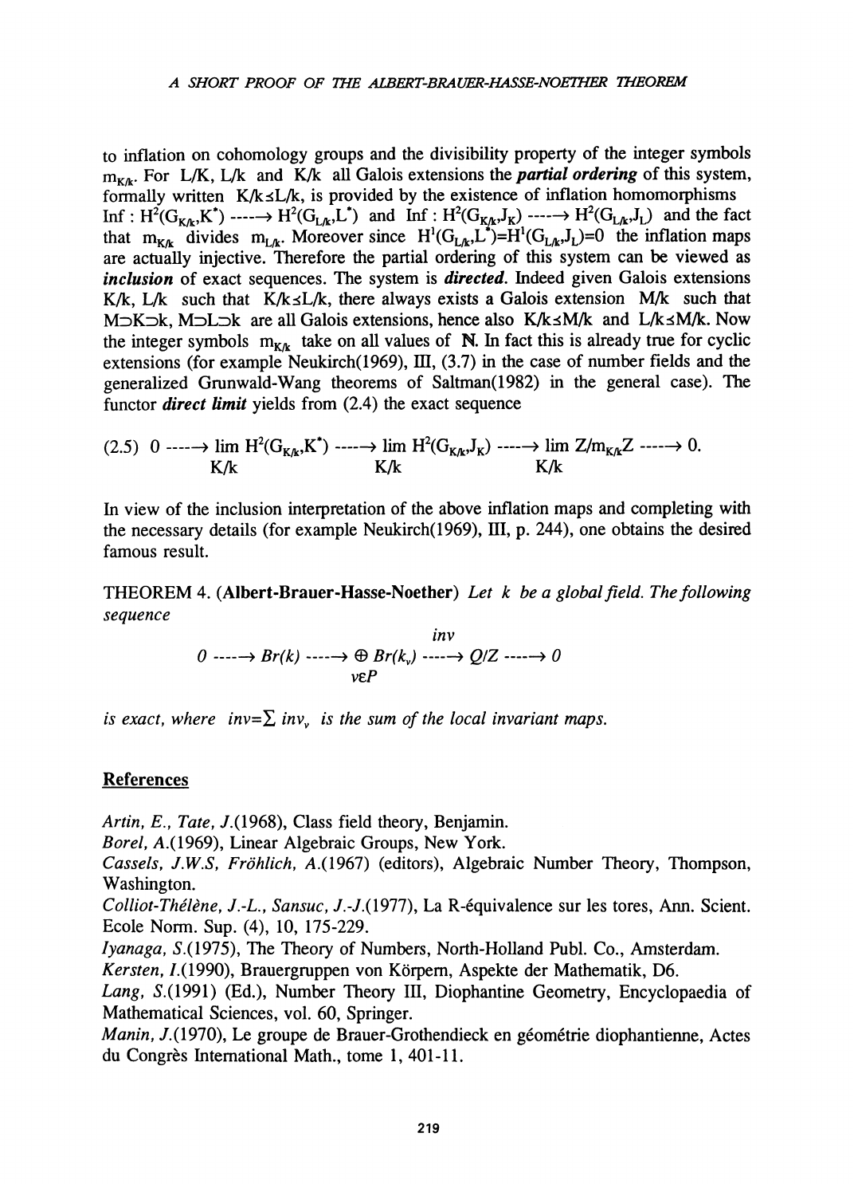to inflation on cohomology groups and the divisibility property of the integer symbols $m_{K/k}$. For L/K, L/k and K/k all Galois extensions the ***partial ordering*** of this system, formally written $K/k \leq L/k$, is provided by the existence of inflation homomorphisms $\text{Inf} : H^2(G_{K/k}, K^*) \longrightarrow H^2(G_{L/k}, L^*)$ and $\text{Inf} : H^2(G_{K/k}, J_K) \longrightarrow H^2(G_{L/k}, J_L)$ and the fact that $m_{K/k}$ divides $m_{L/k}$. Moreover since $H^1(G_{L/k}, L^*) = H^1(G_{L/k}, J_L) = 0$ the inflation maps are actually injective. Therefore the partial ordering of this system can be viewed as ***inclusion*** of exact sequences. The system is ***directed***. Indeed given Galois extensions K/k, L/k such that $K/k \leq L/k$, there always exists a Galois extension M/k such that $M \supset K \supset k$, $M \supset L \supset k$ are all Galois extensions, hence also $K/k \leq M/k$ and $L/k \leq M/k$. Now the integer symbols $m_{K/k}$ take on all values of $\mathbb{N}$. In fact this is already true for cyclic extensions (for example Neukirch(1969), III, (3.7) in the case of number fields and the generalized Grunwald-Wang theorems of Saltman(1982) in the general case). The functor ***direct limit*** yields from (2.4) the exact sequence

$$(2.5) \quad 0 \longrightarrow \lim_{K/k} H^2(G_{K/k}, K^*) \longrightarrow \lim_{K/k} H^2(G_{K/k}, J_K) \longrightarrow \lim_{K/k} \mathbb{Z}/m_{K/k}\mathbb{Z} \longrightarrow 0.$$

In view of the inclusion interpretation of the above inflation maps and completing with the necessary details (for example Neukirch(1969), III, p. 244), one obtains the desired famous result.

THEOREM 4. (**Albert-Brauer-Hasse-Noether**) *Let k be a global field. The following sequence*

$$0 \longrightarrow Br(k) \longrightarrow \bigoplus_{v \in P} Br(k_v) \xrightarrow{\ inv\ } \mathbb{Q}/\mathbb{Z} \longrightarrow 0$$

*is exact, where* $inv = \sum inv_v$ *is the sum of the local invariant maps.*

## References

*Artin, E., Tate, J.*(1968), Class field theory, Benjamin.

*Borel, A.*(1969), Linear Algebraic Groups, New York.

*Cassels, J.W.S, Fröhlich, A.*(1967) (editors), Algebraic Number Theory, Thompson, Washington.

*Colliot-Thélène, J.-L., Sansuc, J.-J.*(1977), La R-équivalence sur les tores, Ann. Scient. Ecole Norm. Sup. (4), 10, 175-229.

*Iyanaga, S.*(1975), The Theory of Numbers, North-Holland Publ. Co., Amsterdam.

*Kersten, I.*(1990), Brauergruppen von Körpern, Aspekte der Mathematik, D6.

*Lang, S.*(1991) (Ed.), Number Theory III, Diophantine Geometry, Encyclopaedia of Mathematical Sciences, vol. 60, Springer.

*Manin, J.*(1970), Le groupe de Brauer-Grothendieck en géométrie diophantienne, Actes du Congrès International Math., tome 1, 401-11.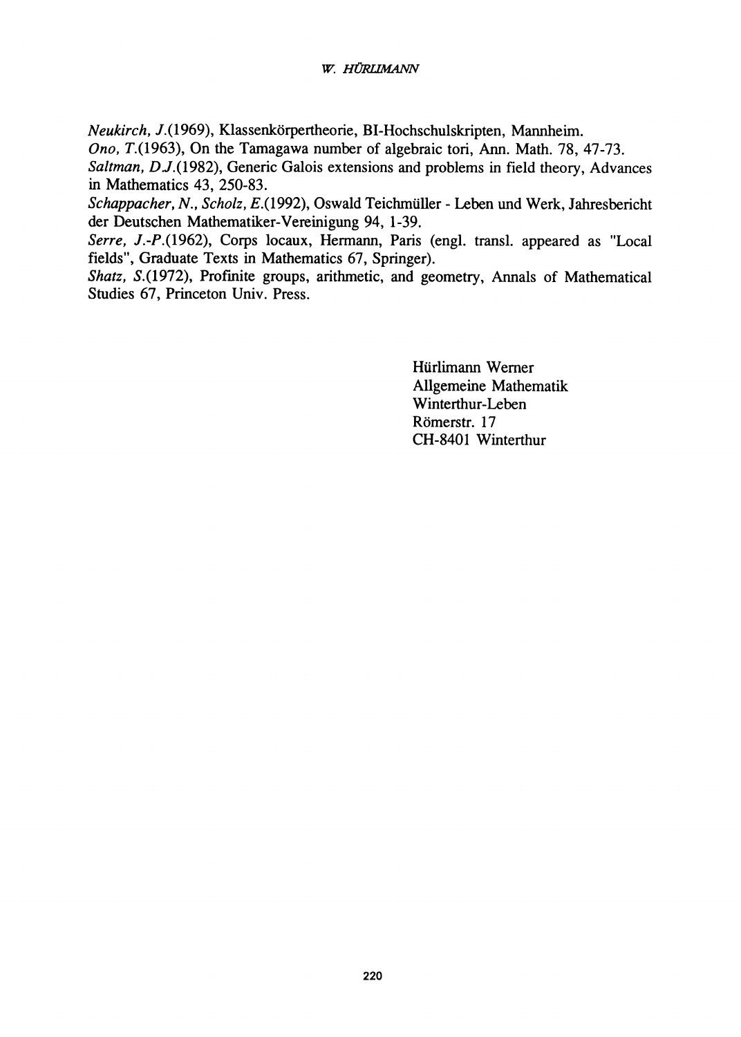*Neukirch, J.*(1969), Klassenkörpertheorie, BI-Hochschulskripten, Mannheim.

*Ono, T.*(1963), On the Tamagawa number of algebraic tori, Ann. Math. 78, 47-73.

*Saltman, D.J.*(1982), Generic Galois extensions and problems in field theory, Advances in Mathematics 43, 250-83.

*Schappacher, N., Scholz, E.*(1992), Oswald Teichmüller - Leben und Werk, Jahresbericht der Deutschen Mathematiker-Vereinigung 94, 1-39.

*Serre, J.-P.*(1962), Corps locaux, Hermann, Paris (engl. transl. appeared as "Local fields", Graduate Texts in Mathematics 67, Springer).

*Shatz, S.*(1972), Profinite groups, arithmetic, and geometry, Annals of Mathematical Studies 67, Princeton Univ. Press.

Hürlimann Werner
Allgemeine Mathematik
Winterthur-Leben
Römerstr. 17
CH-8401 Winterthur